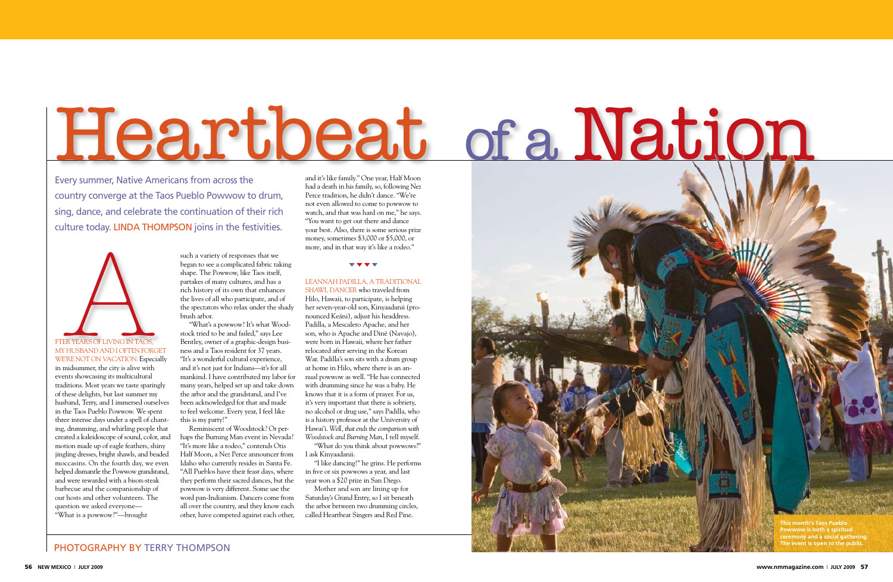# Heartbeat of a Nation

Every summer, Native Americans from across the country converge at the Taos Pueblo Powwow to drum, sing, dance, and celebrate the continuation of their rich culture today. LINDA THOMPSON joins in the festivities.

AFTER YEARS OF LIVING IN TAOS, MY HUSBAND AND I OFTEN FORGET WE'RE NOT ON VACATION. Especially in midsummer, the city is alive with events showcasing its multicultural traditions. Most years we taste sparingly of these delights, but last summer my husband, Terry, and I immersed ourselves in the Taos Pueblo Powwow. We spent three intense days under a spell of chanting, drumming, and whirling people that created a kaleidoscope of sound, color, and motion made up of eagle feathers, shiny jingling dresses, bright shawls, and beaded moccasins. On the fourth day, we even helped dismantle the Powwow grandstand, and were rewarded with a bison-steak barbecue and the companionship of our hosts and other volunteers. The question we asked everyone—"What is a powwow?"—brought such a variety of responses that we began to see a complicated fabric taking shape. The Powwow, like Taos itself, partakes of many cultures, and has a rich history of its own that enhances the lives of all who participate, and of the spectators who relax under the shady brush arbor.

"What's a powwow? It's what Woodstock tried to be and failed," says Lee Bentley, owner of a graphic-design business and a Taos resident for 37 years. "It's a wonderful cultural experience, and it's not just for Indians—it's for all mankind. I have contributed my labor for many years, helped set up and take down the arbor and the grandstand, and I've been acknowledged for that and made to feel welcome. Every year, I feel like this is my party!"

Reminiscent of Woodstock? Or perhaps the Burning Man event in Nevada? "It's more like a rodeo," contends Otis Half Moon, a Nez Perce announcer from Idaho who currently resides in Santa Fe. "All Pueblos have their feast days, where they perform their sacred dances, but the powwow is very different. Some use the word pan-Indianism. Dancers come from all over the country, and they know each other, have competed against each other, and it's like family." One year, Half Moon had a death in his family, so, following Nez Perce tradition, he didn't dance. "We're not even allowed to come to powwow to watch, and that was hard on me," he says. "You want to get out there and dance your best. Also, there is some serious prize money, sometimes $3,000 or $5,000, or more, and in that way it's like a rodeo."

▼▼▼▼

LEANNAH PADILLA, A TRADITIONAL SHAWL DANCER who traveled from Hilo, Hawaii, to participate, is helping her seven-year-old son, Kinyaadanii (pronounced Keáni), adjust his headdress. Padilla, a Mescalero Apache, and her son, who is Apache and Diné (Navajo), were born in Hawaii, where her father relocated after serving in the Korean War. Padilla's son sits with a drum group at home in Hilo, where there is an annual powwow as well. "He has connected with drumming since he was a baby. He knows that it is a form of prayer. For us, it's very important that there is sobriety, no alcohol or drug use," says Padilla, who is a history professor at the University of Hawai'i. *Well, that ends the comparison with Woodstock and Burning Man*, I tell myself.

"What do you think about powwows?" I ask Kinyaadanii.

"I like dancing!" he grins. He performs in five or six powwows a year, and last year won a $20 prize in San Diego.

Mother and son are lining up for Saturday's Grand Entry, so I sit beneath the arbor between two drumming circles, called Heartbeat Singers and Red Pine.

PHOTOGRAPHY BY TERRY THOMPSON

This month's Taos Pueblo Powwow is both a spiritual ceremony and a social gathering. The event is open to the public.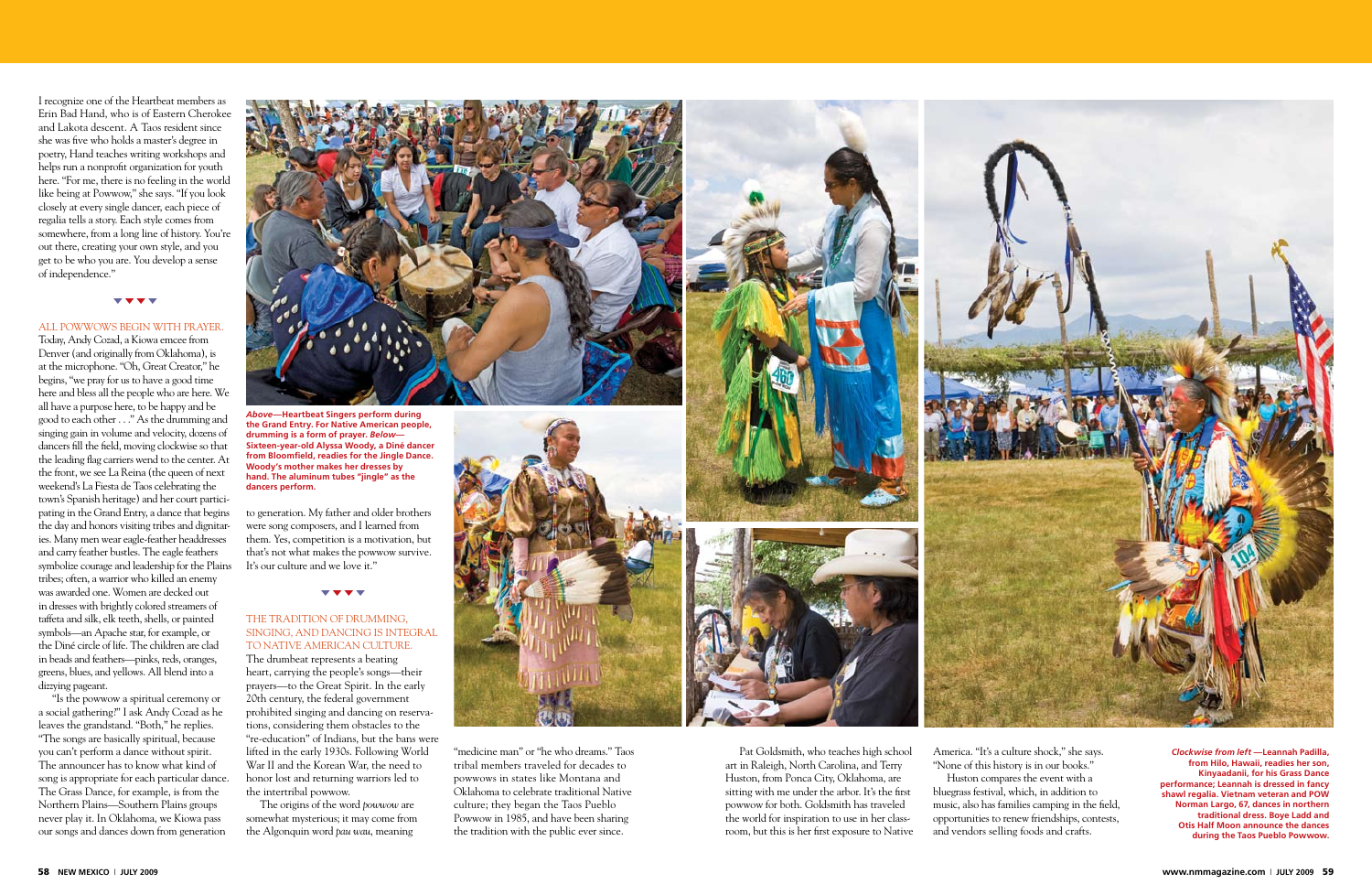I recognize one of the Heartbeat members as Erin Bad Hand, who is of Eastern Cherokee and Lakota descent. A Taos resident since she was five who holds a master's degree in poetry, Hand teaches writing workshops and helps run a nonprofit organization for youth here. "For me, there is no feeling in the world like being at Powwow," she says. "If you look closely at every single dancer, each piece of regalia tells a story. Each style comes from somewhere, from a long line of history. You're out there, creating your own style, and you get to be who you are. You develop a sense of independence."

▼▼▼▼

ALL POWWOWS BEGIN WITH PRAYER. Today, Andy Cozad, a Kiowa emcee from Denver (and originally from Oklahoma), is at the microphone. "Oh, Great Creator," he begins, "we pray for us to have a good time here and bless all the people who are here. We all have a purpose here, to be happy and be good to each other . . ." As the drumming and singing gain in volume and velocity, dozens of dancers fill the field, moving clockwise so that the leading flag carriers wend to the center. At the front, we see La Reina (the queen of next weekend's La Fiesta de Taos celebrating the town's Spanish heritage) and her court participating in the Grand Entry, a dance that begins the day and honors visiting tribes and dignitaries. Many men wear eagle-feather headdresses and carry feather bustles. The eagle feathers symbolize courage and leadership for the Plains tribes; often, a warrior who killed an enemy was awarded one. Women are decked out in dresses with brightly colored streamers of taffeta and silk, elk teeth, shells, or painted symbols—an Apache star, for example, or the Diné circle of life. The children are clad in beads and feathers—pinks, reds, oranges, greens, blues, and yellows. All blend into a dizzying pageant.

"Is the powwow a spiritual ceremony or a social gathering?" I ask Andy Cozad as he leaves the grandstand. "Both," he replies. "The songs are basically spiritual, because you can't perform a dance without spirit. The announcer has to know what kind of song is appropriate for each particular dance. The Grass Dance, for example, is from the Northern Plains—Southern Plains groups never play it. In Oklahoma, we Kiowa pass our songs and dances down from generation to generation. My father and older brothers were song composers, and I learned from them. Yes, competition is a motivation, but that's not what makes the powwow survive. It's our culture and we love it."

***Above***—**Heartbeat Singers perform during the Grand Entry. For Native American people, drumming is a form of prayer.** ***Below***—**Sixteen-year-old Alyssa Woody, a Diné dancer from Bloomfield, readies for the Jingle Dance. Woody's mother makes her dresses by hand. The aluminum tubes "jingle" as the dancers perform.**

▼▼▼▼

THE TRADITION OF DRUMMING, SINGING, AND DANCING IS INTEGRAL TO NATIVE AMERICAN CULTURE. The drumbeat represents a beating heart, carrying the people's songs—their prayers—to the Great Spirit. In the early 20th century, the federal government prohibited singing and dancing on reservations, considering them obstacles to the "re-education" of Indians, but the bans were lifted in the early 1930s. Following World War II and the Korean War, the need to honor lost and returning warriors led to the intertribal powwow.

The origins of the word *powwow* are somewhat mysterious; it may come from the Algonquin word *pau wau*, meaning "medicine man" or "he who dreams." Taos tribal members traveled for decades to powwows in states like Montana and Oklahoma to celebrate traditional Native culture; they began the Taos Pueblo Powwow in 1985, and have been sharing the tradition with the public ever since.

Pat Goldsmith, who teaches high school art in Raleigh, North Carolina, and Terry Huston, from Ponca City, Oklahoma, are sitting with me under the arbor. It's the first powwow for both. Goldsmith has traveled the world for inspiration to use in her classroom, but this is her first exposure to Native America. "It's a culture shock," she says. "None of this history is in our books."

Huston compares the event with a bluegrass festival, which, in addition to music, also has families camping in the field, opportunities to renew friendships, contests, and vendors selling foods and crafts.

***Clockwise from left*** **—Leannah Padilla, from Hilo, Hawaii, readies her son, Kinyaadanii, for his Grass Dance performance; Leannah is dressed in fancy shawl regalia. Vietnam veteran and POW Norman Largo, 67, dances in northern traditional dress. Boye Ladd and Otis Half Moon announce the dances during the Taos Pueblo Powwow.**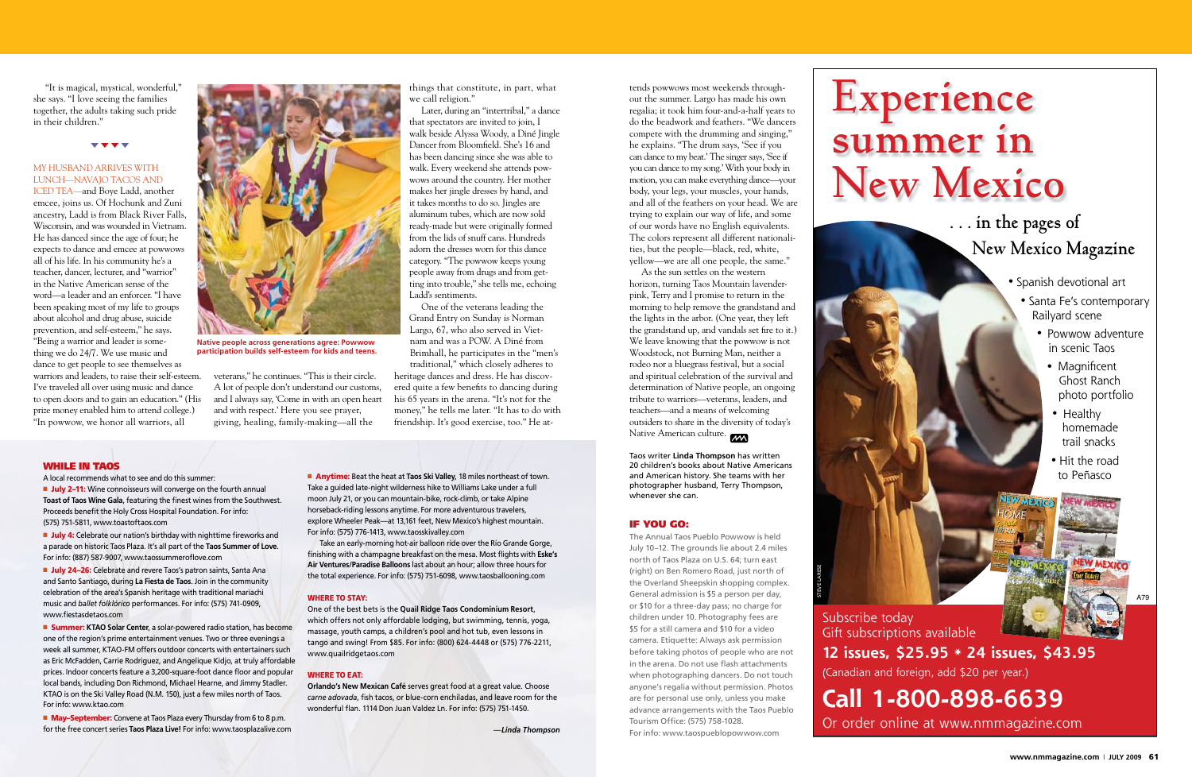"It is magical, mystical, wonderful," she says. "I love seeing the families together, the adults taking such pride in their children."

▼▼▼▼

MY HUSBAND ARRIVES WITH LUNCH—NAVAJO TACOS AND ICED TEA—and Boye Ladd, another emcee, joins us. Of Hochunk and Zuni ancestry, Ladd is from Black River Falls, Wisconsin, and was wounded in Vietnam. He has danced since the age of four; he expects to dance and emcee at powwows all of his life. In his community he's a teacher, dancer, lecturer, and "warrior" in the Native American sense of the word—a leader and an enforcer. "I have been speaking most of my life to groups about alcohol and drug abuse, suicide prevention, and self-esteem," he says. "Being a warrior and leader is something we do 24/7. We use music and dance to get people to see themselves as warriors and leaders, to raise their self-esteem. I've traveled all over using music and dance to open doors and to gain an education." (His prize money enabled him to attend college.) "In powwow, we honor all warriors, all veterans," he continues. "This is their circle. A lot of people don't understand our customs, and I always say, 'Come in with an open heart and with respect.' Here you see prayer, giving, healing, family-making—all the things that constitute, in part, what we call religion."

**Native people across generations agree: Powwow participation builds self-esteem for kids and teens.**

Later, during an "intertribal," a dance that spectators are invited to join, I walk beside Alyssa Woody, a Diné Jingle Dancer from Bloomfield. She's 16 and has been dancing since she was able to walk. Every weekend she attends powwows around the country. Her mother makes her jingle dresses by hand, and it takes months to do so. Jingles are aluminum tubes, which are now sold ready-made but were originally formed from the lids of snuff cans. Hundreds adorn the dresses worn for this dance category. "The powwow keeps young people away from drugs and from getting into trouble," she tells me, echoing Ladd's sentiments.

One of the veterans leading the Grand Entry on Sunday is Norman Largo, 67, who also served in Vietnam and was a POW. A Diné from Brimhall, he participates in the "men's traditional," which closely adheres to heritage dances and dress. He has discovered quite a few benefits to dancing during his 65 years in the arena. "It's not for the money," he tells me later. "It has to do with friendship. It's good exercise, too." He attends powwows most weekends throughout the summer. Largo has made his own regalia; it took him four-and-a-half years to do the beadwork and feathers. "We dancers compete with the drumming and singing," he explains. "The drum says, 'See if you can dance to my beat.' The singer says, 'See if you can dance to my song.' With your body in motion, you can make everything dance—your body, your legs, your muscles, your hands, and all of the feathers on your head. We are trying to explain our way of life, and some of our words have no English equivalents. The colors represent all different nationalities, but the people—black, red, white, yellow—we are all one people, the same."

As the sun settles on the western horizon, turning Taos Mountain lavender-pink, Terry and I promise to return in the morning to help remove the grandstand and the lights in the arbor. (One year, they left the grandstand up, and vandals set fire to it.) We leave knowing that the powwow is not Woodstock, not Burning Man, neither a rodeo nor a bluegrass festival, but a social and spiritual celebration of the survival and determination of Native people, an ongoing tribute to warriors—veterans, leaders, and teachers—and a means of welcoming outsiders to share in the diversity of today's Native American culture.

Taos writer **Linda Thompson** has written 20 children's books about Native Americans and American history. She teams with her photographer husband, Terry Thompson, whenever she can.

## WHILE IN TAOS

A local recommends what to see and do this summer:

- **July 2–11:** Wine connoisseurs will converge on the fourth annual **Toast of Taos Wine Gala**, featuring the finest wines from the Southwest. Proceeds benefit the Holy Cross Hospital Foundation. For info: (575) 751-5811, www.toastoftaos.com
- **July 4:** Celebrate our nation's birthday with nighttime fireworks and a parade on historic Taos Plaza. It's all part of the **Taos Summer of Love**. For info: (887) 587-9007, www.taossummeroflove.com
- **July 24–26:** Celebrate and revere Taos's patron saints, Santa Ana and Santo Santiago, during **La Fiesta de Taos**. Join in the community celebration of the area's Spanish heritage with traditional mariachi music and *ballet folklórico* performances. For info: (575) 741-0909, www.fiestasdetaos.com
- **Summer: KTAO Solar Center**, a solar-powered radio station, has become one of the region's prime entertainment venues. Two or three evenings a week all summer, KTAO-FM offers outdoor concerts with entertainers such as Eric McFadden, Carrie Rodriguez, and Angelique Kidjo, at truly affordable prices. Indoor concerts feature a 3,200-square-foot dance floor and popular local bands, including Don Richmond, Michael Hearne, and Jimmy Stadler. KTAO is on the Ski Valley Road (N.M. 150), just a few miles north of Taos. For info: www.ktao.com
- **May–September:** Convene at Taos Plaza every Thursday from 6 to 8 p.m. for the free concert series **Taos Plaza Live!** For info: www.taosplazalive.com
- **Anytime:** Beat the heat at **Taos Ski Valley**, 18 miles northeast of town. Take a guided late-night wilderness hike to Williams Lake under a full moon July 21, or you can mountain-bike, rock-climb, or take Alpine horseback-riding lessons anytime. More adventurous travelers, explore Wheeler Peak—at 13,161 feet, New Mexico's highest mountain. For info: (575) 776-1413, www.taosskivalley.com

Take an early-morning hot-air balloon ride over the Rio Grande Gorge, finishing with a champagne breakfast on the mesa. Most flights with **Eske's Air Ventures/Paradise Balloons** last about an hour; allow three hours for the total experience. For info: (575) 751-6098, www.taosballooning.com

### WHERE TO STAY:

One of the best bets is the **Quail Ridge Taos Condominium Resort**, which offers not only affordable lodging, but swimming, tennis, yoga, massage, youth camps, a children's pool and hot tub, even lessons in tango and swing! From $85. For info: (800) 624-4448 or (575) 776-2211, www.quailridgetaos.com

### WHERE TO EAT:

**Orlando's New Mexican Café** serves great food at a great value. Choose *carne adovada*, fish tacos, or blue-corn enchiladas, and leave room for the wonderful flan. 1114 Don Juan Valdez Ln. For info: (575) 751-1450.

*—Linda Thompson*

## IF YOU GO:

The Annual Taos Pueblo Powwow is held July 10–12. The grounds lie about 2.4 miles north of Taos Plaza on U.S. 64; turn east (right) on Ben Romero Road, just north of the Overland Sheepskin shopping complex. General admission is $5 a person per day, or $10 for a three-day pass; no charge for children under 10. Photography fees are $5 for a still camera and $10 for a video camera. Etiquette: Always ask permission before taking photos of people who are not in the arena. Do not use flash attachments when photographing dancers. Do not touch anyone's regalia without permission. Photos are for personal use only, unless you make advance arrangements with the Taos Pueblo Tourism Office: (575) 758-1028. For info: www.taospueblopowwow.com

# Experience summer in New Mexico

## . . . in the pages of New Mexico Magazine

- Spanish devotional art
- Santa Fe's contemporary Railyard scene
- Powwow adventure in scenic Taos
- Magnificent Ghost Ranch photo portfolio
- Healthy homemade trail snacks
- Hit the road to Peñasco

Subscribe today
Gift subscriptions available

**12 issues, $25.95 * 24 issues, $43.95**

(Canadian and foreign, add $20 per year.)

**Call 1-800-898-6639**

Or order online at www.nmmagazine.com